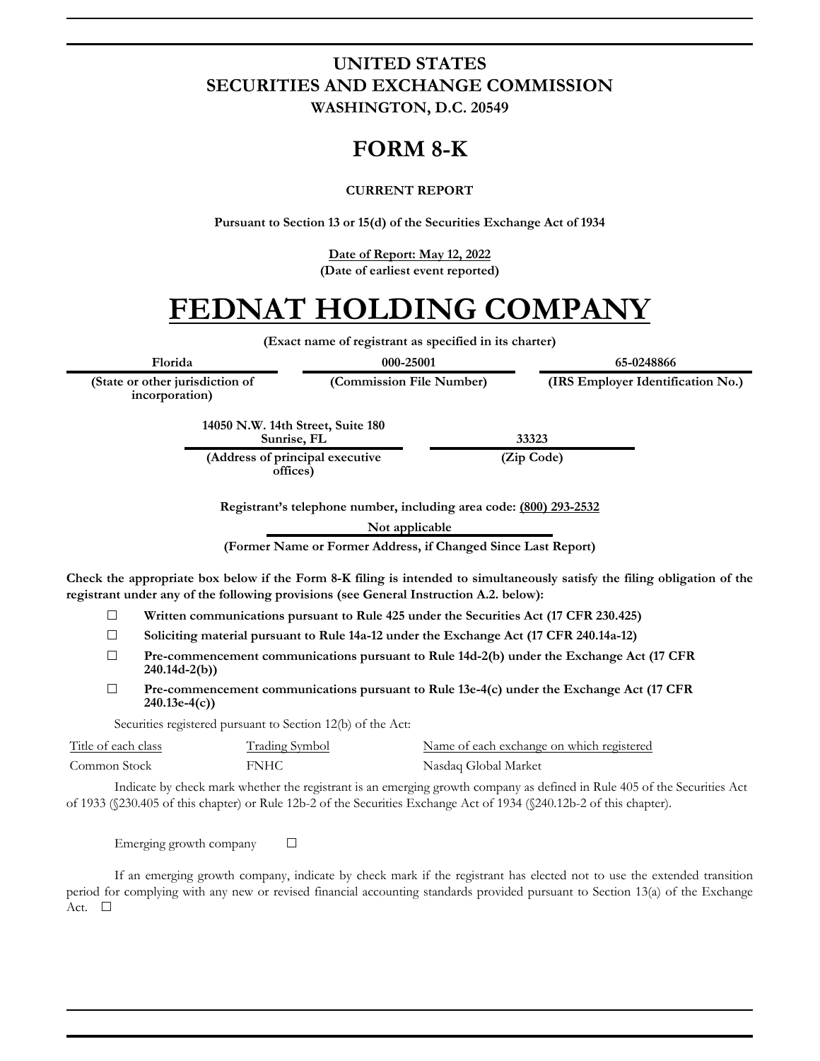# UNITED STATES
# SECURITIES AND EXCHANGE COMMISSION
**WASHINGTON, D.C. 20549**

# FORM 8-K

**CURRENT REPORT**

**Pursuant to Section 13 or 15(d) of the Securities Exchange Act of 1934**

**Date of Report: May 12, 2022**
**(Date of earliest event reported)**

# FEDNAT HOLDING COMPANY

**(Exact name of registrant as specified in its charter)**

| Florida | 000-25001 | 65-0248866 |
|---|---|---|
| **(State or other jurisdiction of incorporation)** | **(Commission File Number)** | **(IRS Employer Identification No.)** |

| 14050 N.W. 14th Street, Suite 180 Sunrise, FL | 33323 |
|---|---|
| **(Address of principal executive offices)** | **(Zip Code)** |

**Registrant's telephone number, including area code: (800) 293-2532**

**Not applicable**

**(Former Name or Former Address, if Changed Since Last Report)**

**Check the appropriate box below if the Form 8-K filing is intended to simultaneously satisfy the filing obligation of the registrant under any of the following provisions (see General Instruction A.2. below):**

- ☐ **Written communications pursuant to Rule 425 under the Securities Act (17 CFR 230.425)**
- ☐ **Soliciting material pursuant to Rule 14a-12 under the Exchange Act (17 CFR 240.14a-12)**
- ☐ **Pre-commencement communications pursuant to Rule 14d-2(b) under the Exchange Act (17 CFR 240.14d-2(b))**
- ☐ **Pre-commencement communications pursuant to Rule 13e-4(c) under the Exchange Act (17 CFR 240.13e-4(c))**

Securities registered pursuant to Section 12(b) of the Act:

| Title of each class | Trading Symbol | Name of each exchange on which registered |
|---|---|---|
| Common Stock | FNHC | Nasdaq Global Market |

Indicate by check mark whether the registrant is an emerging growth company as defined in Rule 405 of the Securities Act of 1933 (§230.405 of this chapter) or Rule 12b-2 of the Securities Exchange Act of 1934 (§240.12b-2 of this chapter).

Emerging growth company ☐

If an emerging growth company, indicate by check mark if the registrant has elected not to use the extended transition period for complying with any new or revised financial accounting standards provided pursuant to Section 13(a) of the Exchange Act. ☐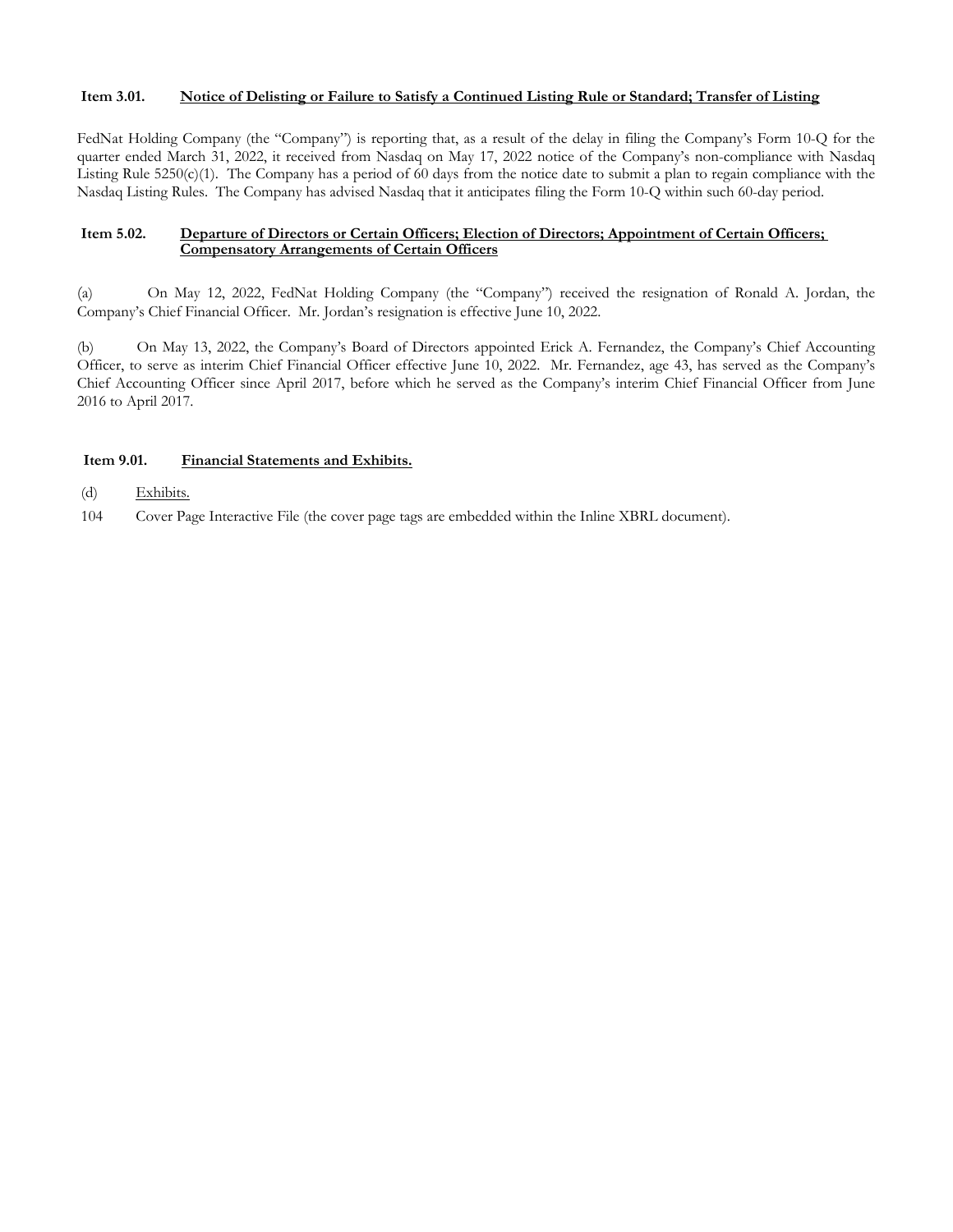**Item 3.01. Notice of Delisting or Failure to Satisfy a Continued Listing Rule or Standard; Transfer of Listing**

FedNat Holding Company (the "Company") is reporting that, as a result of the delay in filing the Company's Form 10-Q for the quarter ended March 31, 2022, it received from Nasdaq on May 17, 2022 notice of the Company's non-compliance with Nasdaq Listing Rule 5250(c)(1). The Company has a period of 60 days from the notice date to submit a plan to regain compliance with the Nasdaq Listing Rules. The Company has advised Nasdaq that it anticipates filing the Form 10-Q within such 60-day period.

**Item 5.02. Departure of Directors or Certain Officers; Election of Directors; Appointment of Certain Officers; Compensatory Arrangements of Certain Officers**

(a) On May 12, 2022, FedNat Holding Company (the "Company") received the resignation of Ronald A. Jordan, the Company's Chief Financial Officer. Mr. Jordan's resignation is effective June 10, 2022.

(b) On May 13, 2022, the Company's Board of Directors appointed Erick A. Fernandez, the Company's Chief Accounting Officer, to serve as interim Chief Financial Officer effective June 10, 2022. Mr. Fernandez, age 43, has served as the Company's Chief Accounting Officer since April 2017, before which he served as the Company's interim Chief Financial Officer from June 2016 to April 2017.

**Item 9.01. Financial Statements and Exhibits.**

(d) Exhibits.

104 Cover Page Interactive File (the cover page tags are embedded within the Inline XBRL document).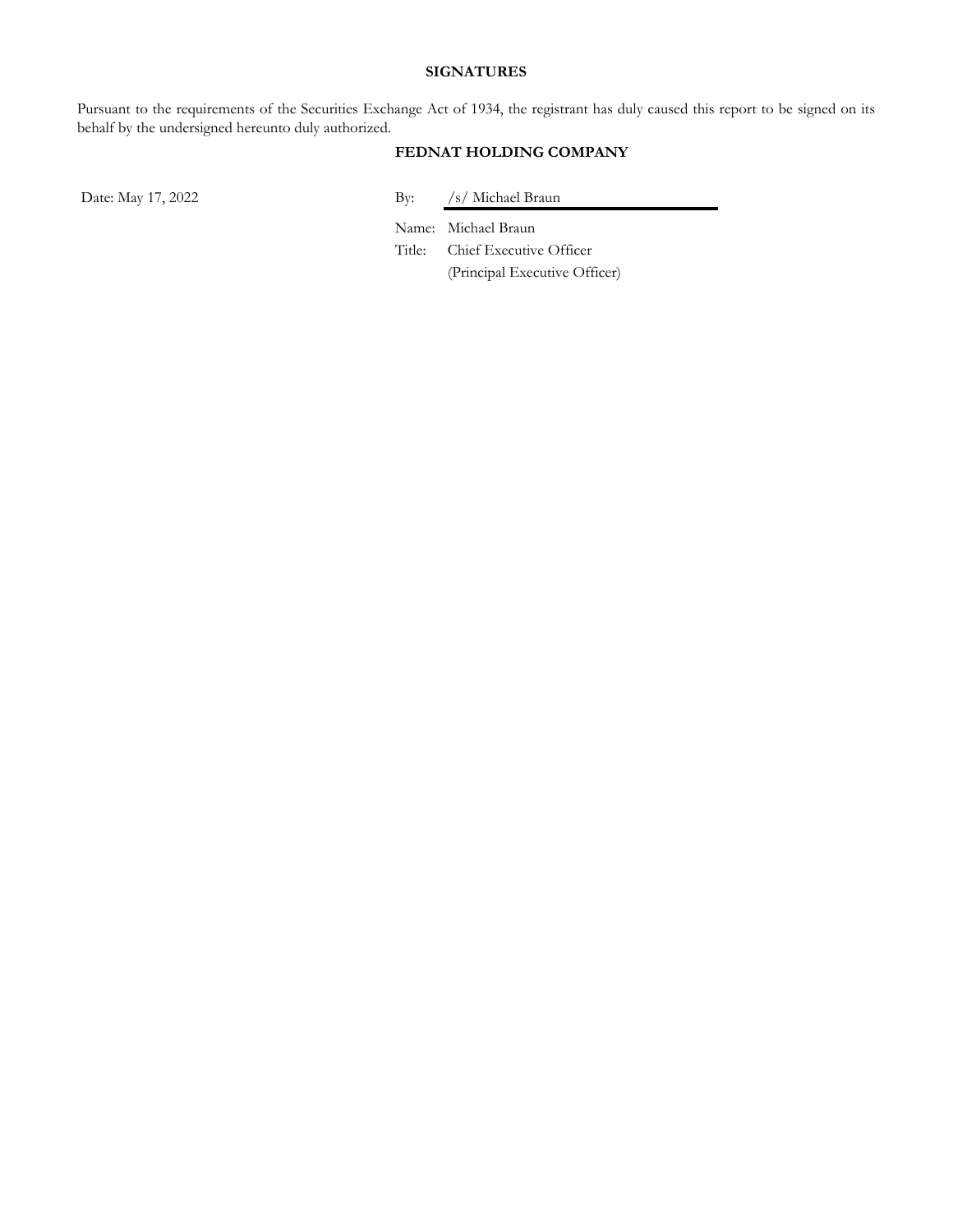**SIGNATURES**

Pursuant to the requirements of the Securities Exchange Act of 1934, the registrant has duly caused this report to be signed on its behalf by the undersigned hereunto duly authorized.

**FEDNAT HOLDING COMPANY**

Date: May 17, 2022

By: /s/ Michael Braun

Name: Michael Braun

Title: Chief Executive Officer
(Principal Executive Officer)